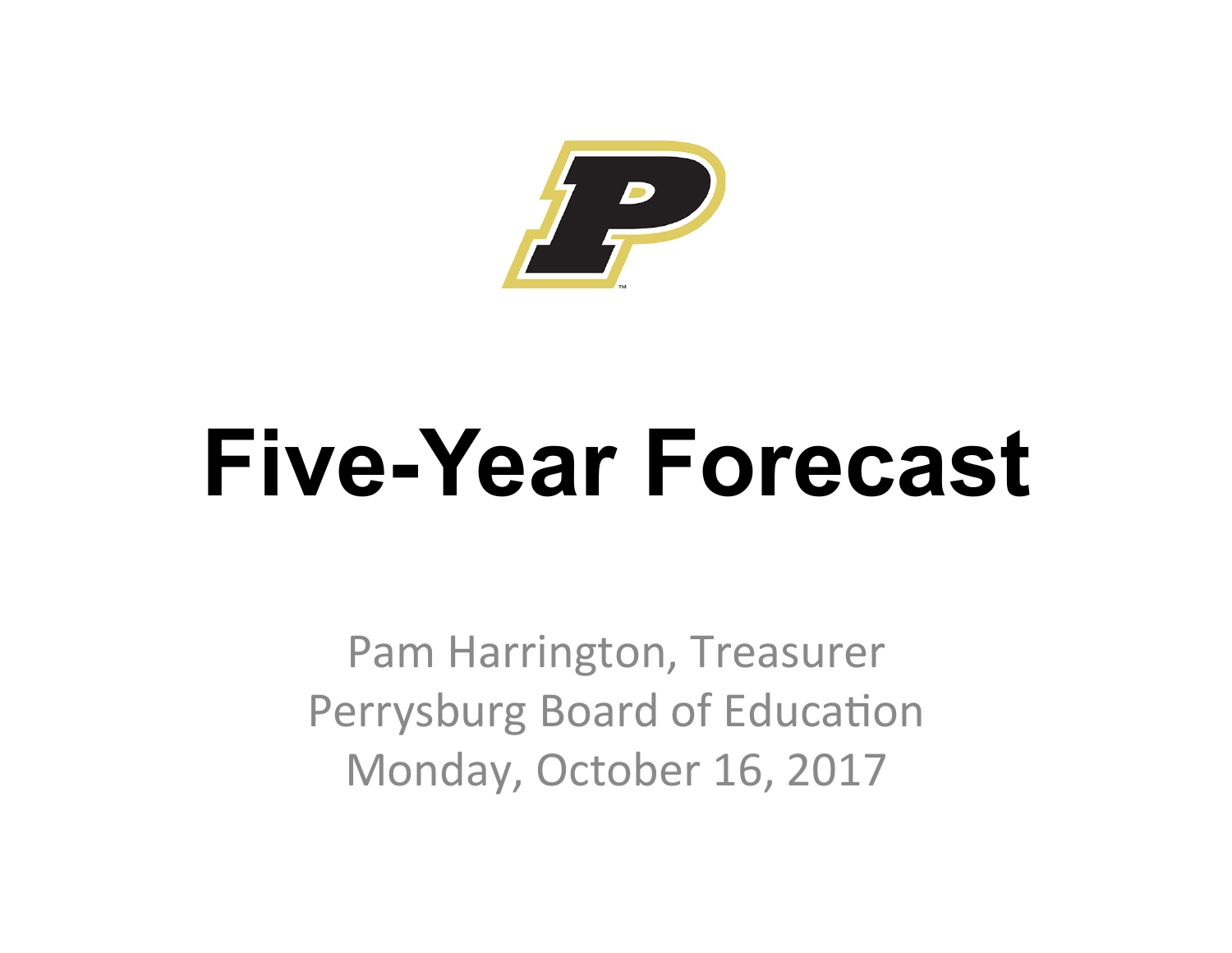# Five-Year Forecast

Pam Harrington, Treasurer
Perrysburg Board of Education
Monday, October 16, 2017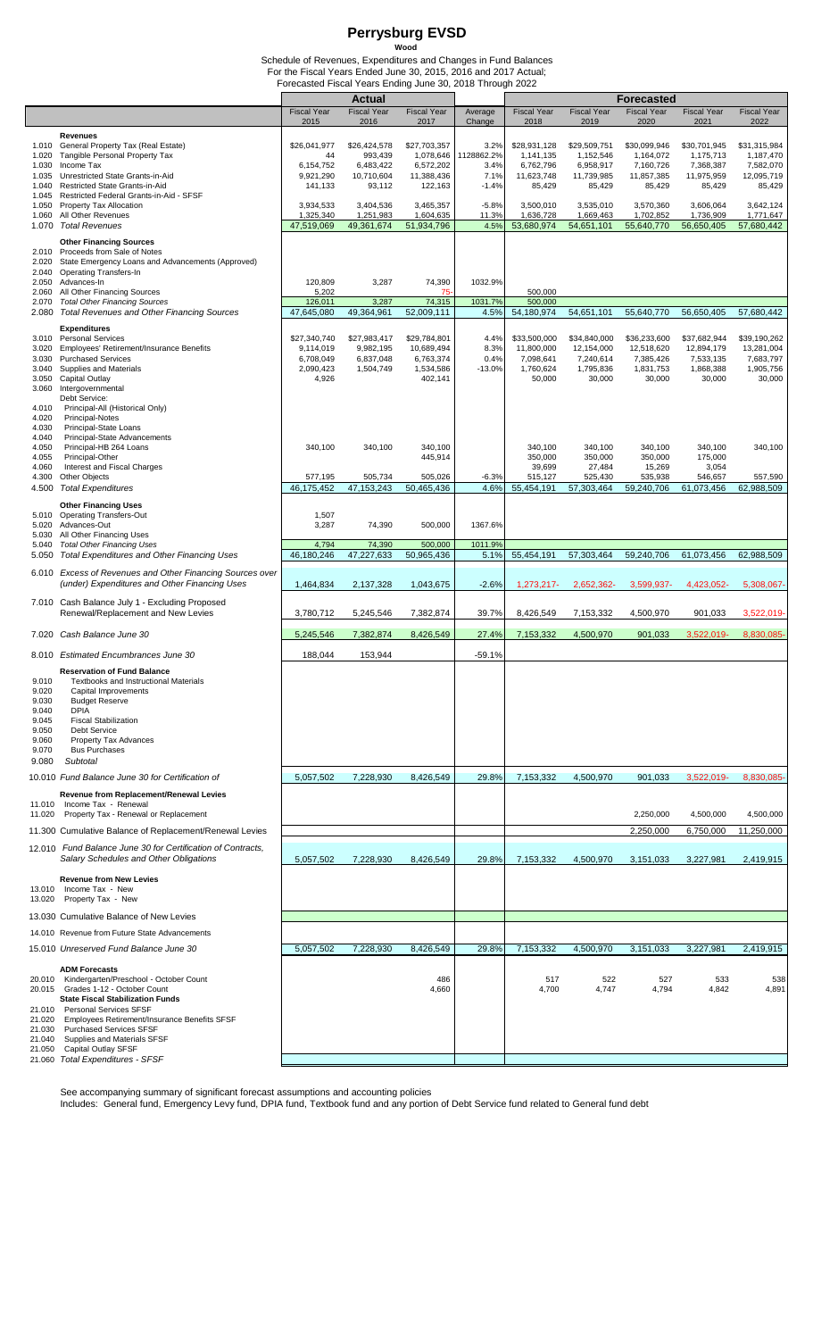# Perrysburg EVSD

**Wood**

Schedule of Revenues, Expenditures and Changes in Fund Balances
For the Fiscal Years Ended June 30, 2015, 2016 and 2017 Actual;
Forecasted Fiscal Years Ending June 30, 2018 Through 2022

| | | Actual | | | | Forecasted | | | | |
|---|---|---|---|---|---|---|---|---|---|---|
| | | Fiscal Year 2015 | Fiscal Year 2016 | Fiscal Year 2017 | Average Change | Fiscal Year 2018 | Fiscal Year 2019 | Fiscal Year 2020 | Fiscal Year 2021 | Fiscal Year 2022 |
| | **Revenues** | | | | | | | | | |
| 1.010 | General Property Tax (Real Estate) | $26,041,977 | $26,424,578 | $27,703,357 | 3.2% | $28,931,128 | $29,509,751 | $30,099,946 | $30,701,945 | $31,315,984 |
| 1.020 | Tangible Personal Property Tax | 44 | 993,439 | 1,078,646 | 1128862.2% | 1,141,135 | 1,152,546 | 1,164,072 | 1,175,713 | 1,187,470 |
| 1.030 | Income Tax | 6,154,752 | 6,483,422 | 6,572,202 | 3.4% | 6,762,796 | 6,958,917 | 7,160,726 | 7,368,387 | 7,582,070 |
| 1.035 | Unrestricted State Grants-in-Aid | 9,921,290 | 10,710,604 | 11,388,436 | 7.1% | 11,623,748 | 11,739,985 | 11,857,385 | 11,975,959 | 12,095,719 |
| 1.040 | Restricted State Grants-in-Aid | 141,133 | 93,112 | 122,163 | -1.4% | 85,429 | 85,429 | 85,429 | 85,429 | 85,429 |
| 1.045 | Restricted Federal Grants-in-Aid - SFSF | | | | | | | | | |
| 1.050 | Property Tax Allocation | 3,934,533 | 3,404,536 | 3,465,357 | -5.8% | 3,500,010 | 3,535,010 | 3,570,360 | 3,606,064 | 3,642,124 |
| 1.060 | All Other Revenues | 1,325,340 | 1,251,983 | 1,604,635 | 11.3% | 1,636,728 | 1,669,463 | 1,702,852 | 1,736,909 | 1,771,647 |
| 1.070 | *Total Revenues* | 47,519,069 | 49,361,674 | 51,934,796 | 4.5% | 53,680,974 | 54,651,101 | 55,640,770 | 56,650,405 | 57,680,442 |
| | **Other Financing Sources** | | | | | | | | | |
| 2.010 | Proceeds from Sale of Notes | | | | | | | | | |
| 2.020 | State Emergency Loans and Advancements (Approved) | | | | | | | | | |
| 2.040 | Operating Transfers-In | | | | | | | | | |
| 2.050 | Advances-In | 120,809 | 3,287 | 74,390 | 1032.9% | | | | | |
| 2.060 | All Other Financing Sources | 5,202 | | 75- | | 500,000 | | | | |
| 2.070 | *Total Other Financing Sources* | 126,011 | 3,287 | 74,315 | 1031.7% | 500,000 | | | | |
| 2.080 | *Total Revenues and Other Financing Sources* | 47,645,080 | 49,364,961 | 52,009,111 | 4.5% | 54,180,974 | 54,651,101 | 55,640,770 | 56,650,405 | 57,680,442 |
| | **Expenditures** | | | | | | | | | |
| 3.010 | Personal Services | $27,340,740 | $27,983,417 | $29,784,801 | 4.4% | $33,500,000 | $34,840,000 | $36,233,600 | $37,682,944 | $39,190,262 |
| 3.020 | Employees' Retirement/Insurance Benefits | 9,114,019 | 9,982,195 | 10,689,494 | 8.3% | 11,800,000 | 12,154,000 | 12,518,620 | 12,894,179 | 13,281,004 |
| 3.030 | Purchased Services | 6,708,049 | 6,837,048 | 6,763,374 | 0.4% | 7,098,641 | 7,240,614 | 7,385,426 | 7,533,135 | 7,683,797 |
| 3.040 | Supplies and Materials | 2,090,423 | 1,504,749 | 1,534,586 | -13.0% | 1,760,624 | 1,795,836 | 1,831,753 | 1,868,388 | 1,905,756 |
| 3.050 | Capital Outlay | 4,926 | | 402,141 | | 50,000 | 30,000 | 30,000 | 30,000 | 30,000 |
| 3.060 | Intergovernmental | | | | | | | | | |
| | Debt Service: | | | | | | | | | |
| 4.010 | Principal-All (Historical Only) | | | | | | | | | |
| 4.020 | Principal-Notes | | | | | | | | | |
| 4.030 | Principal-State Loans | | | | | | | | | |
| 4.040 | Principal-State Advancements | | | | | | | | | |
| 4.050 | Principal-HB 264 Loans | 340,100 | 340,100 | 340,100 | | 340,100 | 340,100 | 340,100 | 340,100 | 340,100 |
| 4.055 | Principal-Other | | | 445,914 | | 350,000 | 350,000 | 350,000 | 175,000 | |
| 4.060 | Interest and Fiscal Charges | | | | | 39,699 | 27,484 | 15,269 | 3,054 | |
| 4.300 | Other Objects | 577,195 | 505,734 | 505,026 | -6.3% | 515,127 | 525,430 | 535,938 | 546,657 | 557,590 |
| 4.500 | *Total Expenditures* | 46,175,452 | 47,153,243 | 50,465,436 | 4.6% | 55,454,191 | 57,303,464 | 59,240,706 | 61,073,456 | 62,988,509 |
| | **Other Financing Uses** | | | | | | | | | |
| 5.010 | Operating Transfers-Out | 1,507 | | | | | | | | |
| 5.020 | Advances-Out | 3,287 | 74,390 | 500,000 | 1367.6% | | | | | |
| 5.030 | All Other Financing Uses | | | | | | | | | |
| 5.040 | *Total Other Financing Uses* | 4,794 | 74,390 | 500,000 | 1011.9% | | | | | |
| 5.050 | *Total Expenditures and Other Financing Uses* | 46,180,246 | 47,227,633 | 50,965,436 | 5.1% | 55,454,191 | 57,303,464 | 59,240,706 | 61,073,456 | 62,988,509 |
| 6.010 | *Excess of Revenues and Other Financing Sources over (under) Expenditures and Other Financing Uses* | 1,464,834 | 2,137,328 | 1,043,675 | -2.6% | 1,273,217- | 2,652,362- | 3,599,937- | 4,423,052- | 5,308,067- |
| 7.010 | Cash Balance July 1 - Excluding Proposed Renewal/Replacement and New Levies | 3,780,712 | 5,245,546 | 7,382,874 | 39.7% | 8,426,549 | 7,153,332 | 4,500,970 | 901,033 | 3,522,019- |
| 7.020 | *Cash Balance June 30* | 5,245,546 | 7,382,874 | 8,426,549 | 27.4% | 7,153,332 | 4,500,970 | 901,033 | 3,522,019- | 8,830,085- |
| 8.010 | *Estimated Encumbrances June 30* | 188,044 | 153,944 | | -59.1% | | | | | |
| | **Reservation of Fund Balance** | | | | | | | | | |
| 9.010 | Textbooks and Instructional Materials | | | | | | | | | |
| 9.020 | Capital Improvements | | | | | | | | | |
| 9.030 | Budget Reserve | | | | | | | | | |
| 9.040 | DPIA | | | | | | | | | |
| 9.045 | Fiscal Stabilization | | | | | | | | | |
| 9.050 | Debt Service | | | | | | | | | |
| 9.060 | Property Tax Advances | | | | | | | | | |
| 9.070 | Bus Purchases | | | | | | | | | |
| 9.080 | *Subtotal* | | | | | | | | | |
| 10.010 | *Fund Balance June 30 for Certification of* | 5,057,502 | 7,228,930 | 8,426,549 | 29.8% | 7,153,332 | 4,500,970 | 901,033 | 3,522,019- | 8,830,085- |
| | **Revenue from Replacement/Renewal Levies** | | | | | | | | | |
| 11.010 | Income Tax - Renewal | | | | | | | | | |
| 11.020 | Property Tax - Renewal or Replacement | | | | | | | 2,250,000 | 4,500,000 | 4,500,000 |
| 11.300 | Cumulative Balance of Replacement/Renewal Levies | | | | | | | 2,250,000 | 6,750,000 | 11,250,000 |
| 12.010 | *Fund Balance June 30 for Certification of Contracts, Salary Schedules and Other Obligations* | 5,057,502 | 7,228,930 | 8,426,549 | 29.8% | 7,153,332 | 4,500,970 | 3,151,033 | 3,227,981 | 2,419,915 |
| | **Revenue from New Levies** | | | | | | | | | |
| 13.010 | Income Tax - New | | | | | | | | | |
| 13.020 | Property Tax - New | | | | | | | | | |
| 13.030 | Cumulative Balance of New Levies | | | | | | | | | |
| 14.010 | Revenue from Future State Advancements | | | | | | | | | |
| 15.010 | *Unreserved Fund Balance June 30* | 5,057,502 | 7,228,930 | 8,426,549 | 29.8% | 7,153,332 | 4,500,970 | 3,151,033 | 3,227,981 | 2,419,915 |
| | **ADM Forecasts** | | | | | | | | | |
| 20.010 | Kindergarten/Preschool - October Count | | | 486 | | 517 | 522 | 527 | 533 | 538 |
| 20.015 | Grades 1-12 - October Count | | | 4,660 | | 4,700 | 4,747 | 4,794 | 4,842 | 4,891 |
| | **State Fiscal Stabilization Funds** | | | | | | | | | |
| 21.010 | Personal Services SFSF | | | | | | | | | |
| 21.020 | Employees Retirement/Insurance Benefits SFSF | | | | | | | | | |
| 21.030 | Purchased Services SFSF | | | | | | | | | |
| 21.040 | Supplies and Materials SFSF | | | | | | | | | |
| 21.050 | Capital Outlay SFSF | | | | | | | | | |
| 21.060 | *Total Expenditures - SFSF* | | | | | | | | | |

See accompanying summary of significant forecast assumptions and accounting policies

Includes: General fund, Emergency Levy fund, DPIA fund, Textbook fund and any portion of Debt Service fund related to General fund debt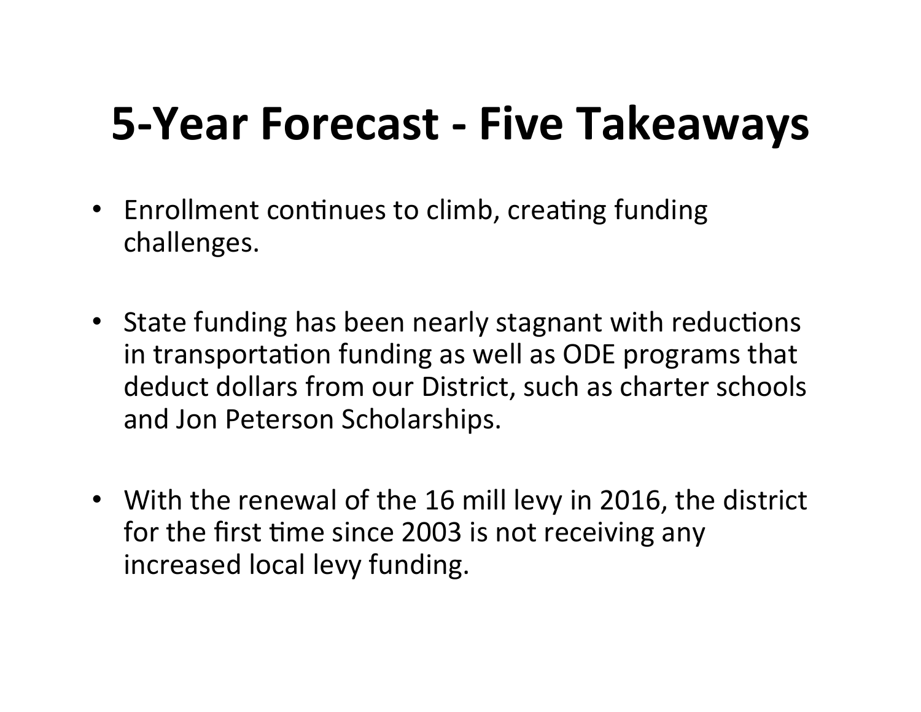# 5-Year Forecast - Five Takeaways

- Enrollment continues to climb, creating funding challenges.

- State funding has been nearly stagnant with reductions in transportation funding as well as ODE programs that deduct dollars from our District, such as charter schools and Jon Peterson Scholarships.

- With the renewal of the 16 mill levy in 2016, the district for the first time since 2003 is not receiving any increased local levy funding.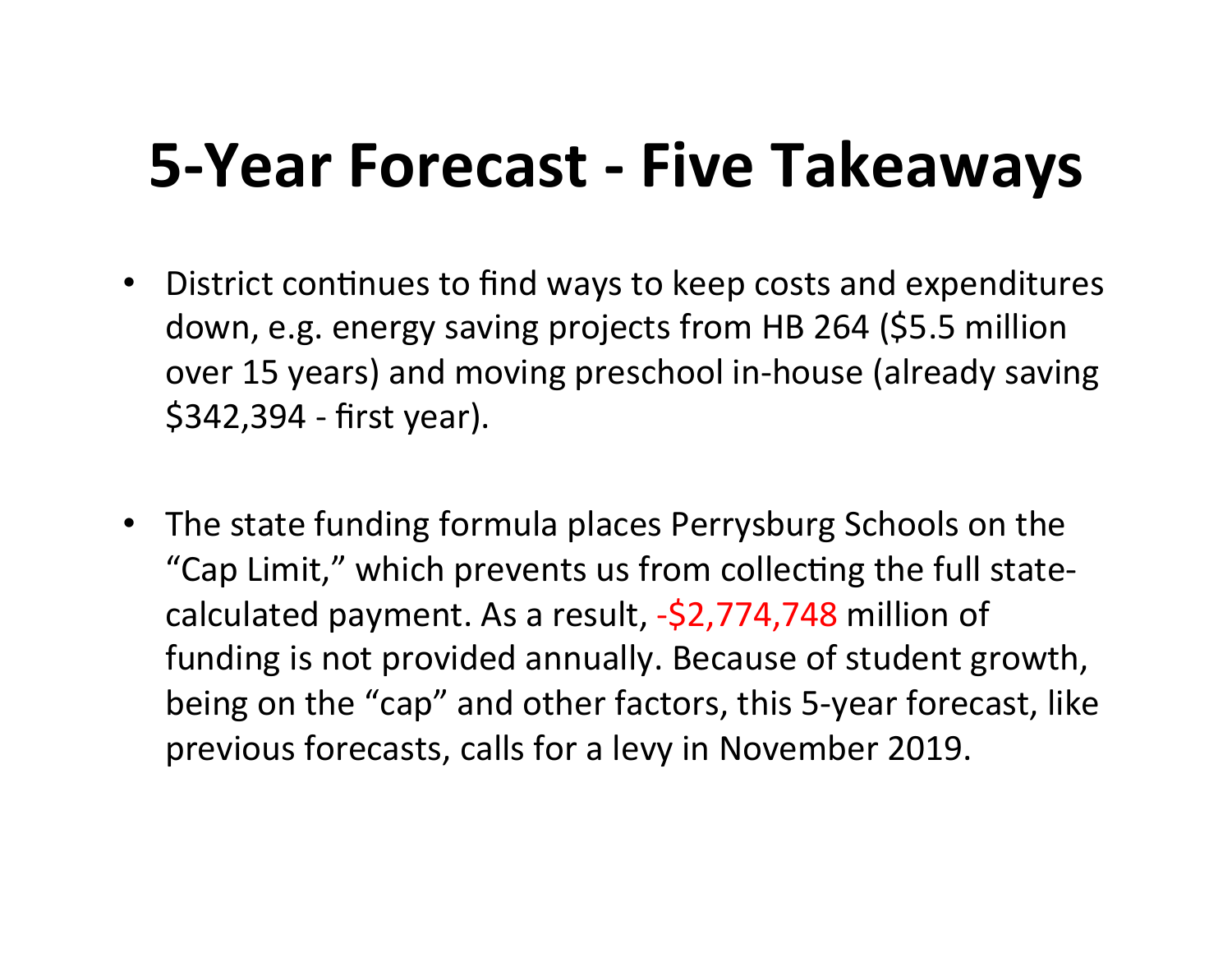# 5-Year Forecast - Five Takeaways

- District continues to find ways to keep costs and expenditures down, e.g. energy saving projects from HB 264 ($5.5 million over 15 years) and moving preschool in-house (already saving $342,394 - first year).

- The state funding formula places Perrysburg Schools on the "Cap Limit," which prevents us from collecting the full state-calculated payment. As a result, -$2,774,748 million of funding is not provided annually. Because of student growth, being on the "cap" and other factors, this 5-year forecast, like previous forecasts, calls for a levy in November 2019.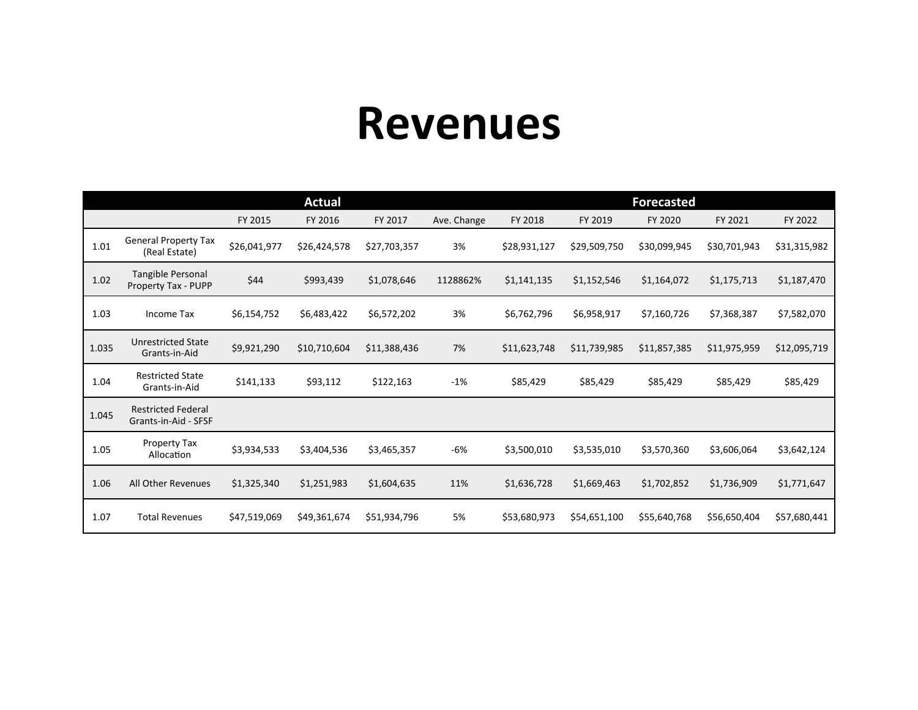# Revenues

| | | Actual | | | | Forecasted | | | | |
|---|---|---|---|---|---|---|---|---|---|---|
| | | FY 2015 | FY 2016 | FY 2017 | Ave. Change | FY 2018 | FY 2019 | FY 2020 | FY 2021 | FY 2022 |
| 1.01 | General Property Tax (Real Estate) | $26,041,977 | $26,424,578 | $27,703,357 | 3% | $28,931,127 | $29,509,750 | $30,099,945 | $30,701,943 | $31,315,982 |
| 1.02 | Tangible Personal Property Tax - PUPP | $44 | $993,439 | $1,078,646 | 1128862% | $1,141,135 | $1,152,546 | $1,164,072 | $1,175,713 | $1,187,470 |
| 1.03 | Income Tax | $6,154,752 | $6,483,422 | $6,572,202 | 3% | $6,762,796 | $6,958,917 | $7,160,726 | $7,368,387 | $7,582,070 |
| 1.035 | Unrestricted State Grants-in-Aid | $9,921,290 | $10,710,604 | $11,388,436 | 7% | $11,623,748 | $11,739,985 | $11,857,385 | $11,975,959 | $12,095,719 |
| 1.04 | Restricted State Grants-in-Aid | $141,133 | $93,112 | $122,163 | -1% | $85,429 | $85,429 | $85,429 | $85,429 | $85,429 |
| 1.045 | Restricted Federal Grants-in-Aid - SFSF | | | | | | | | | |
| 1.05 | Property Tax Allocation | $3,934,533 | $3,404,536 | $3,465,357 | -6% | $3,500,010 | $3,535,010 | $3,570,360 | $3,606,064 | $3,642,124 |
| 1.06 | All Other Revenues | $1,325,340 | $1,251,983 | $1,604,635 | 11% | $1,636,728 | $1,669,463 | $1,702,852 | $1,736,909 | $1,771,647 |
| 1.07 | Total Revenues | $47,519,069 | $49,361,674 | $51,934,796 | 5% | $53,680,973 | $54,651,100 | $55,640,768 | $56,650,404 | $57,680,441 |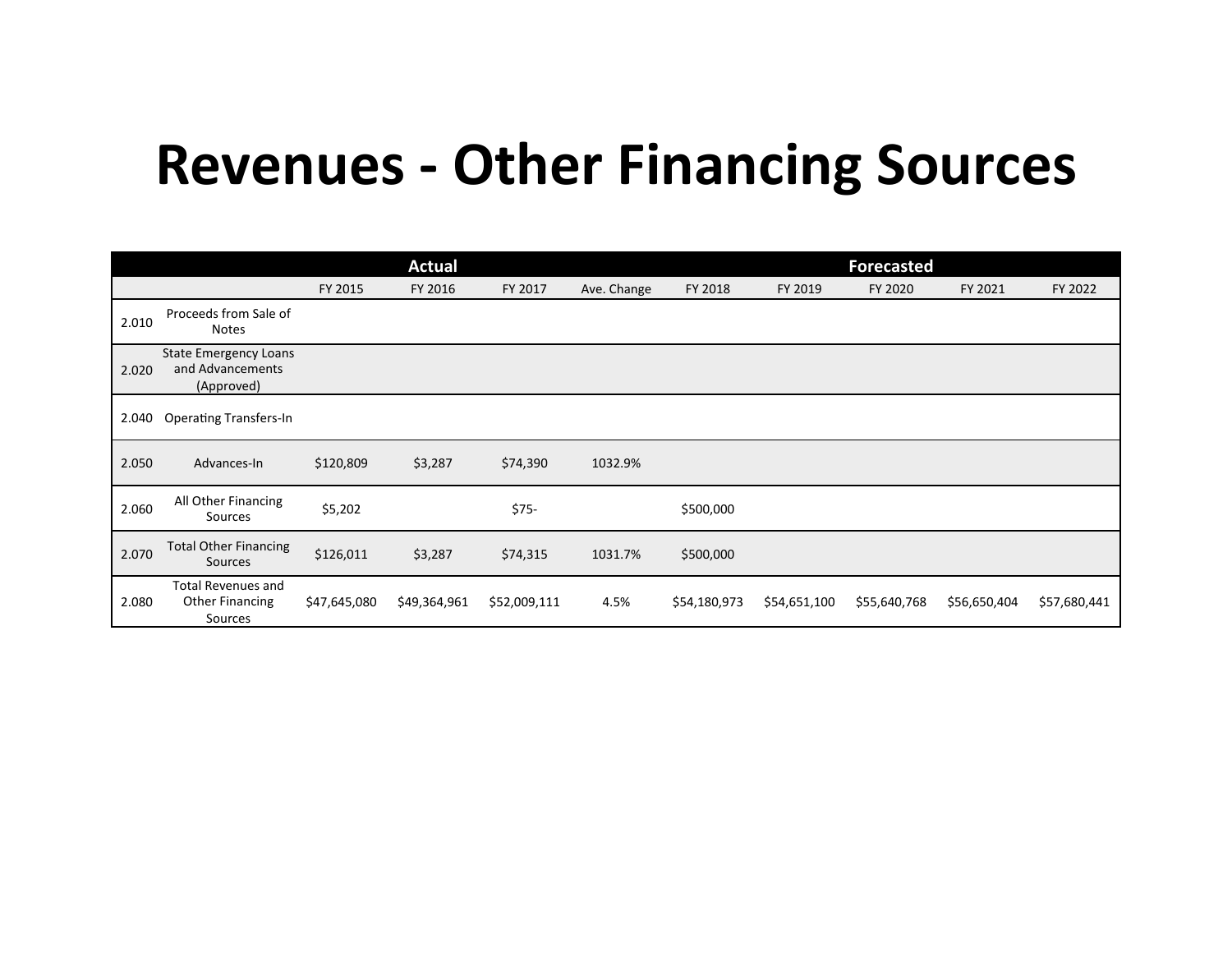# Revenues - Other Financing Sources

| | | Actual | | | | Forecasted | | | | |
|---|---|---|---|---|---|---|---|---|---|---|
| | | FY 2015 | FY 2016 | FY 2017 | Ave. Change | FY 2018 | FY 2019 | FY 2020 | FY 2021 | FY 2022 |
| 2.010 | Proceeds from Sale of Notes | | | | | | | | | |
| 2.020 | State Emergency Loans and Advancements (Approved) | | | | | | | | | |
| 2.040 | Operating Transfers-In | | | | | | | | | |
| 2.050 | Advances-In | $120,809 | $3,287 | $74,390 | 1032.9% | | | | | |
| 2.060 | All Other Financing Sources | $5,202 | | $75- | | $500,000 | | | | |
| 2.070 | Total Other Financing Sources | $126,011 | $3,287 | $74,315 | 1031.7% | $500,000 | | | | |
| 2.080 | Total Revenues and Other Financing Sources | $47,645,080 | $49,364,961 | $52,009,111 | 4.5% | $54,180,973 | $54,651,100 | $55,640,768 | $56,650,404 | $57,680,441 |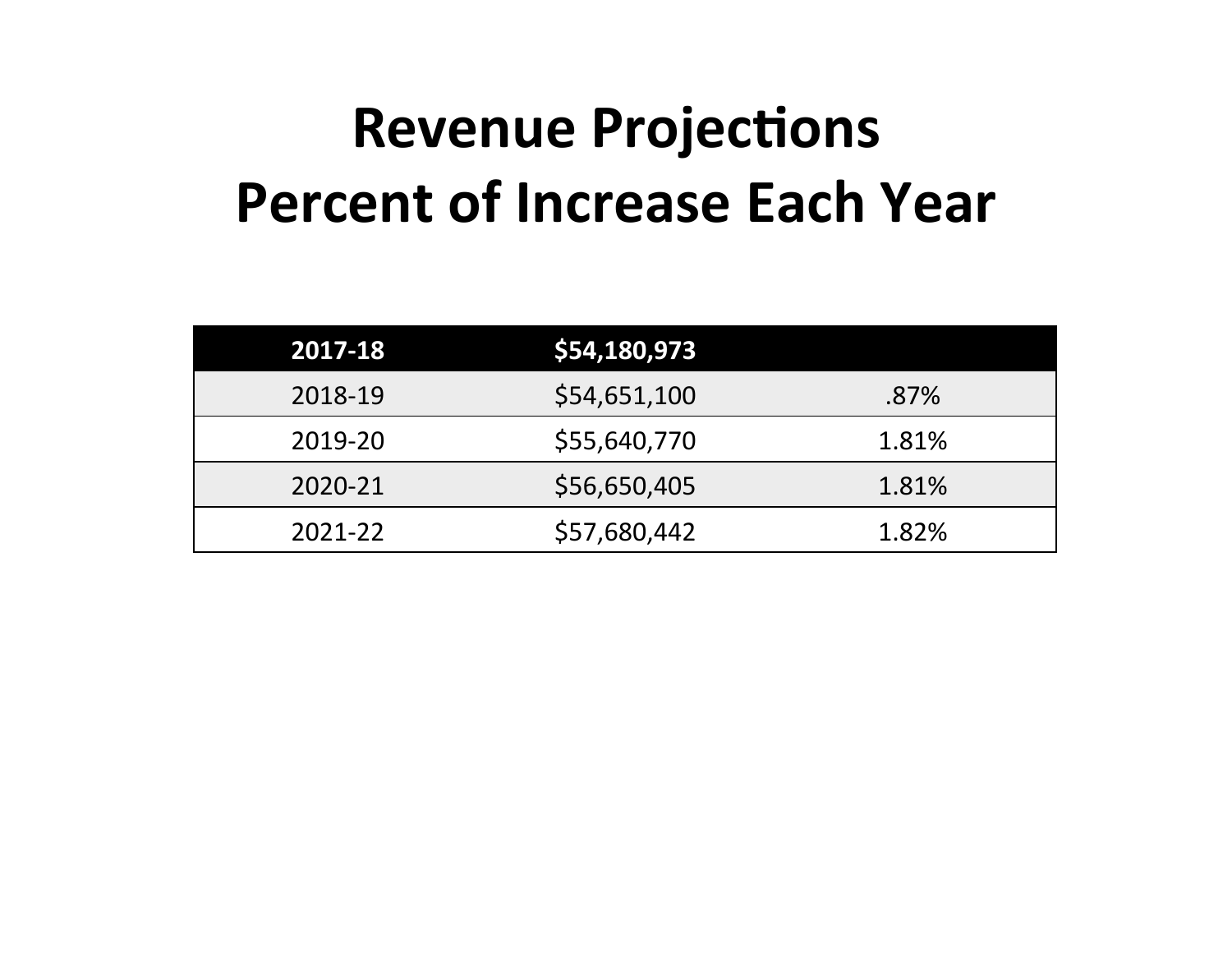# Revenue Projections
# Percent of Increase Each Year

| 2017-18 | $54,180,973 | |
|---|---|---|
| 2018-19 | $54,651,100 | .87% |
| 2019-20 | $55,640,770 | 1.81% |
| 2020-21 | $56,650,405 | 1.81% |
| 2021-22 | $57,680,442 | 1.82% |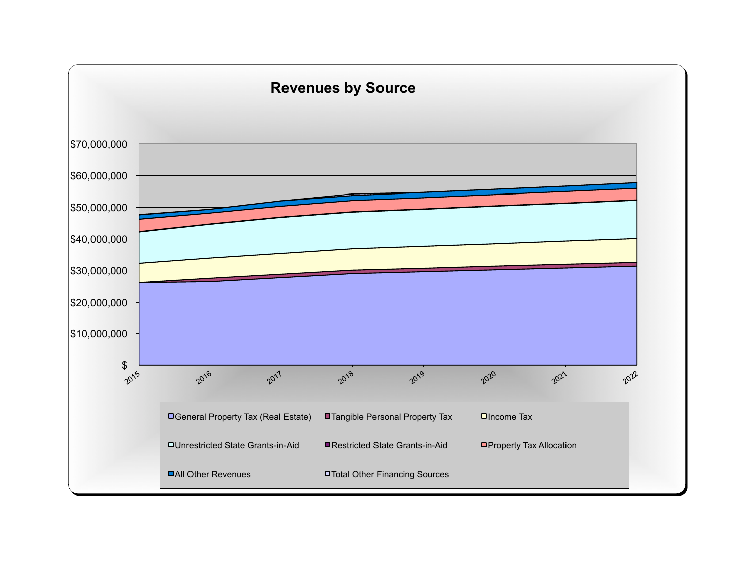## Revenues by Source

$70,000,000
$60,000,000
$50,000,000
$40,000,000
$30,000,000
$20,000,000
$10,000,000
$

2015 2016 2017 2018 2019 2020 2021 2022

- General Property Tax (Real Estate)
- Tangible Personal Property Tax
- Income Tax
- Unrestricted State Grants-in-Aid
- Restricted State Grants-in-Aid
- Property Tax Allocation
- All Other Revenues
- Total Other Financing Sources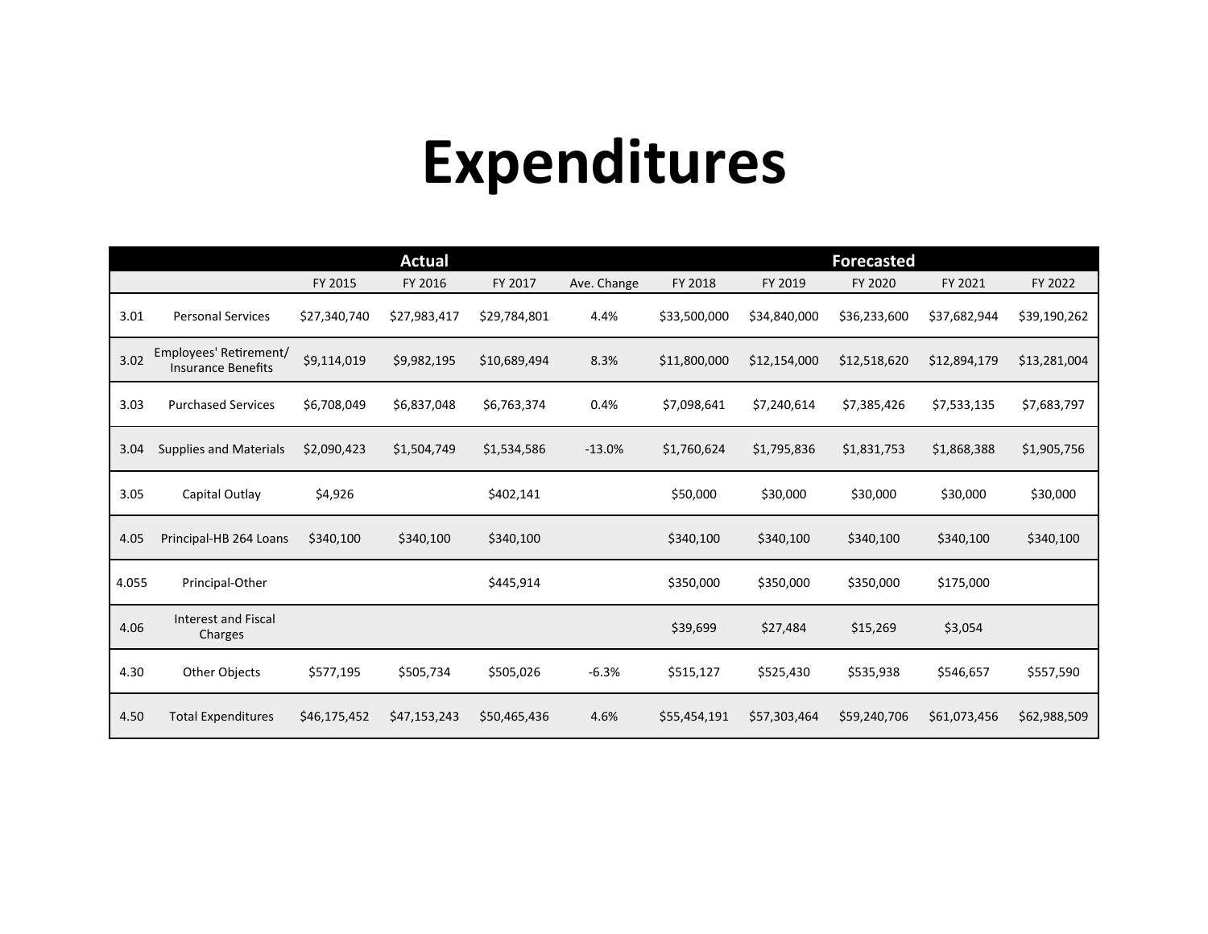# Expenditures

| | | Actual | | | | Forecasted | | | | |
|---|---|---|---|---|---|---|---|---|---|---|
| | | FY 2015 | FY 2016 | FY 2017 | Ave. Change | FY 2018 | FY 2019 | FY 2020 | FY 2021 | FY 2022 |
| 3.01 | Personal Services | $27,340,740 | $27,983,417 | $29,784,801 | 4.4% | $33,500,000 | $34,840,000 | $36,233,600 | $37,682,944 | $39,190,262 |
| 3.02 | Employees' Retirement/ Insurance Benefits | $9,114,019 | $9,982,195 | $10,689,494 | 8.3% | $11,800,000 | $12,154,000 | $12,518,620 | $12,894,179 | $13,281,004 |
| 3.03 | Purchased Services | $6,708,049 | $6,837,048 | $6,763,374 | 0.4% | $7,098,641 | $7,240,614 | $7,385,426 | $7,533,135 | $7,683,797 |
| 3.04 | Supplies and Materials | $2,090,423 | $1,504,749 | $1,534,586 | -13.0% | $1,760,624 | $1,795,836 | $1,831,753 | $1,868,388 | $1,905,756 |
| 3.05 | Capital Outlay | $4,926 | | $402,141 | | $50,000 | $30,000 | $30,000 | $30,000 | $30,000 |
| 4.05 | Principal-HB 264 Loans | $340,100 | $340,100 | $340,100 | | $340,100 | $340,100 | $340,100 | $340,100 | $340,100 |
| 4.055 | Principal-Other | | | $445,914 | | $350,000 | $350,000 | $350,000 | $175,000 | |
| 4.06 | Interest and Fiscal Charges | | | | | $39,699 | $27,484 | $15,269 | $3,054 | |
| 4.30 | Other Objects | $577,195 | $505,734 | $505,026 | -6.3% | $515,127 | $525,430 | $535,938 | $546,657 | $557,590 |
| 4.50 | Total Expenditures | $46,175,452 | $47,153,243 | $50,465,436 | 4.6% | $55,454,191 | $57,303,464 | $59,240,706 | $61,073,456 | $62,988,509 |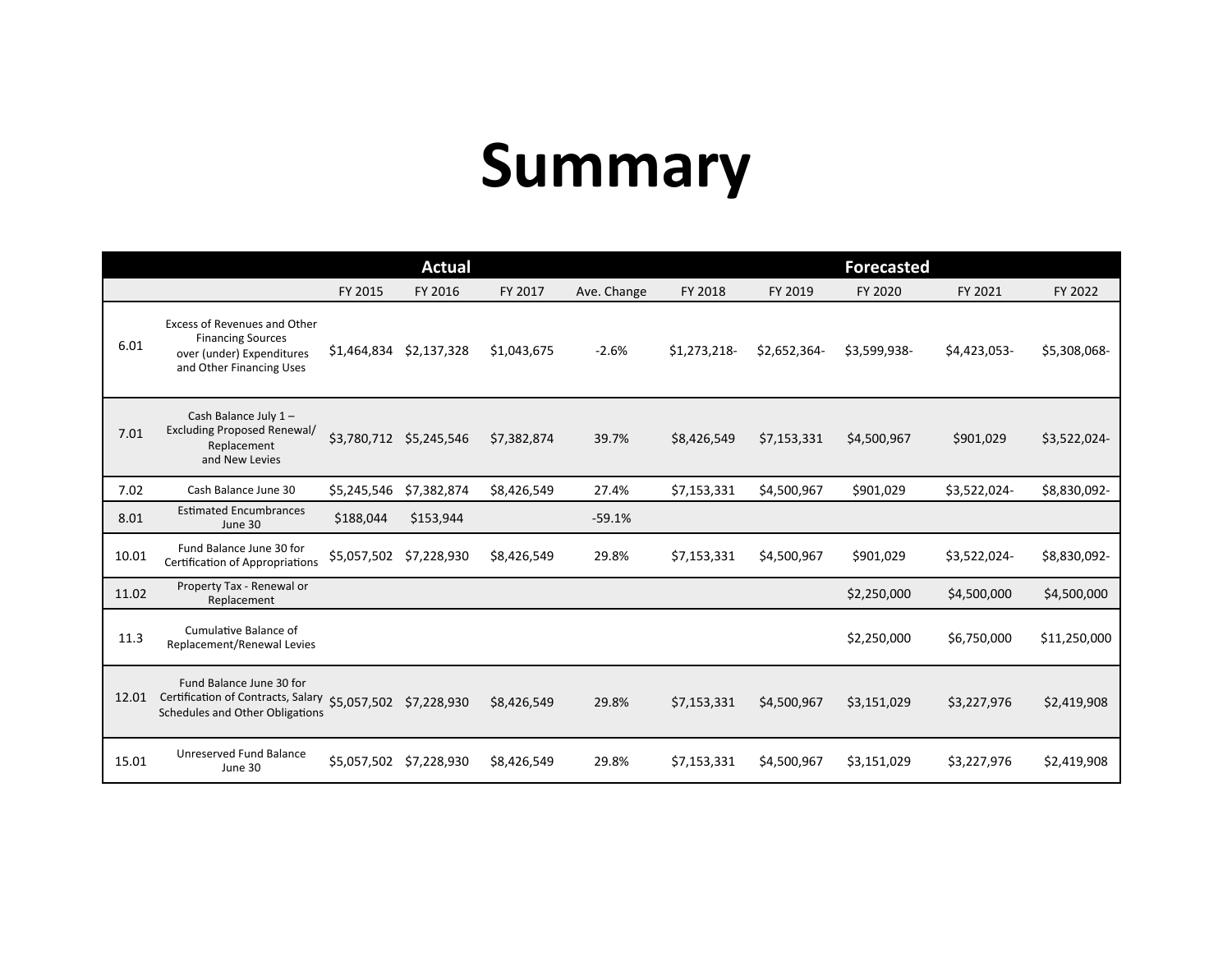# Summary

| | | Actual | | | | Forecasted | | | | |
|---|---|---|---|---|---|---|---|---|---|---|
| | | FY 2015 | FY 2016 | FY 2017 | Ave. Change | FY 2018 | FY 2019 | FY 2020 | FY 2021 | FY 2022 |
| 6.01 | Excess of Revenues and Other Financing Sources over (under) Expenditures and Other Financing Uses | $1,464,834 | $2,137,328 | $1,043,675 | -2.6% | $1,273,218- | $2,652,364- | $3,599,938- | $4,423,053- | $5,308,068- |
| 7.01 | Cash Balance July 1 – Excluding Proposed Renewal/ Replacement and New Levies | $3,780,712 | $5,245,546 | $7,382,874 | 39.7% | $8,426,549 | $7,153,331 | $4,500,967 | $901,029 | $3,522,024- |
| 7.02 | Cash Balance June 30 | $5,245,546 | $7,382,874 | $8,426,549 | 27.4% | $7,153,331 | $4,500,967 | $901,029 | $3,522,024- | $8,830,092- |
| 8.01 | Estimated Encumbrances June 30 | $188,044 | $153,944 | | -59.1% | | | | | |
| 10.01 | Fund Balance June 30 for Certification of Appropriations | $5,057,502 | $7,228,930 | $8,426,549 | 29.8% | $7,153,331 | $4,500,967 | $901,029 | $3,522,024- | $8,830,092- |
| 11.02 | Property Tax - Renewal or Replacement | | | | | | | $2,250,000 | $4,500,000 | $4,500,000 |
| 11.3 | Cumulative Balance of Replacement/Renewal Levies | | | | | | | $2,250,000 | $6,750,000 | $11,250,000 |
| 12.01 | Fund Balance June 30 for Certification of Contracts, Salary Schedules and Other Obligations | $5,057,502 | $7,228,930 | $8,426,549 | 29.8% | $7,153,331 | $4,500,967 | $3,151,029 | $3,227,976 | $2,419,908 |
| 15.01 | Unreserved Fund Balance June 30 | $5,057,502 | $7,228,930 | $8,426,549 | 29.8% | $7,153,331 | $4,500,967 | $3,151,029 | $3,227,976 | $2,419,908 |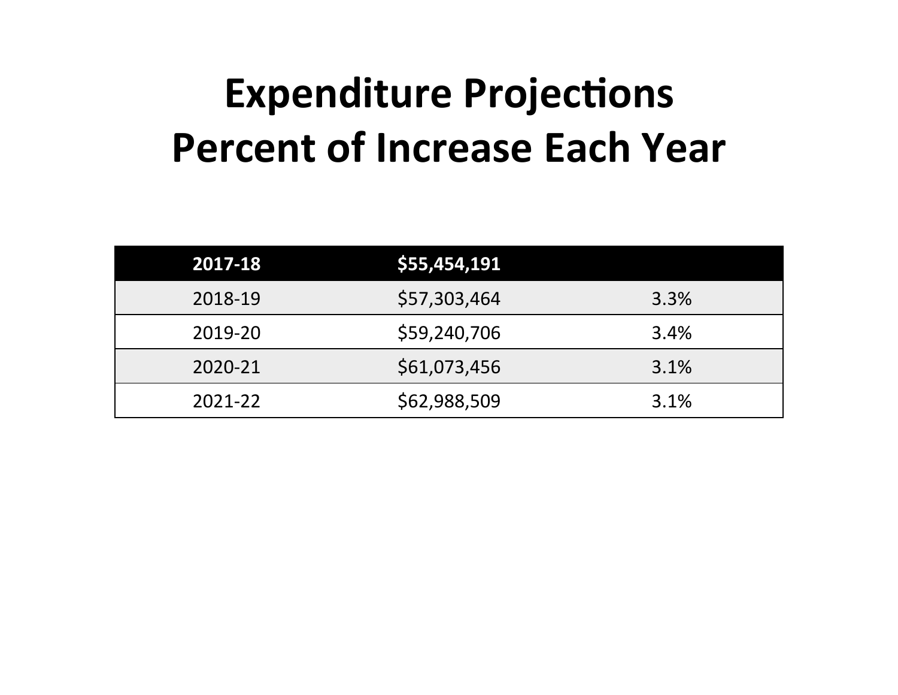# Expenditure Projections
# Percent of Increase Each Year

| 2017-18 | $55,454,191 | |
|---|---|---|
| 2018-19 | $57,303,464 | 3.3% |
| 2019-20 | $59,240,706 | 3.4% |
| 2020-21 | $61,073,456 | 3.1% |
| 2021-22 | $62,988,509 | 3.1% |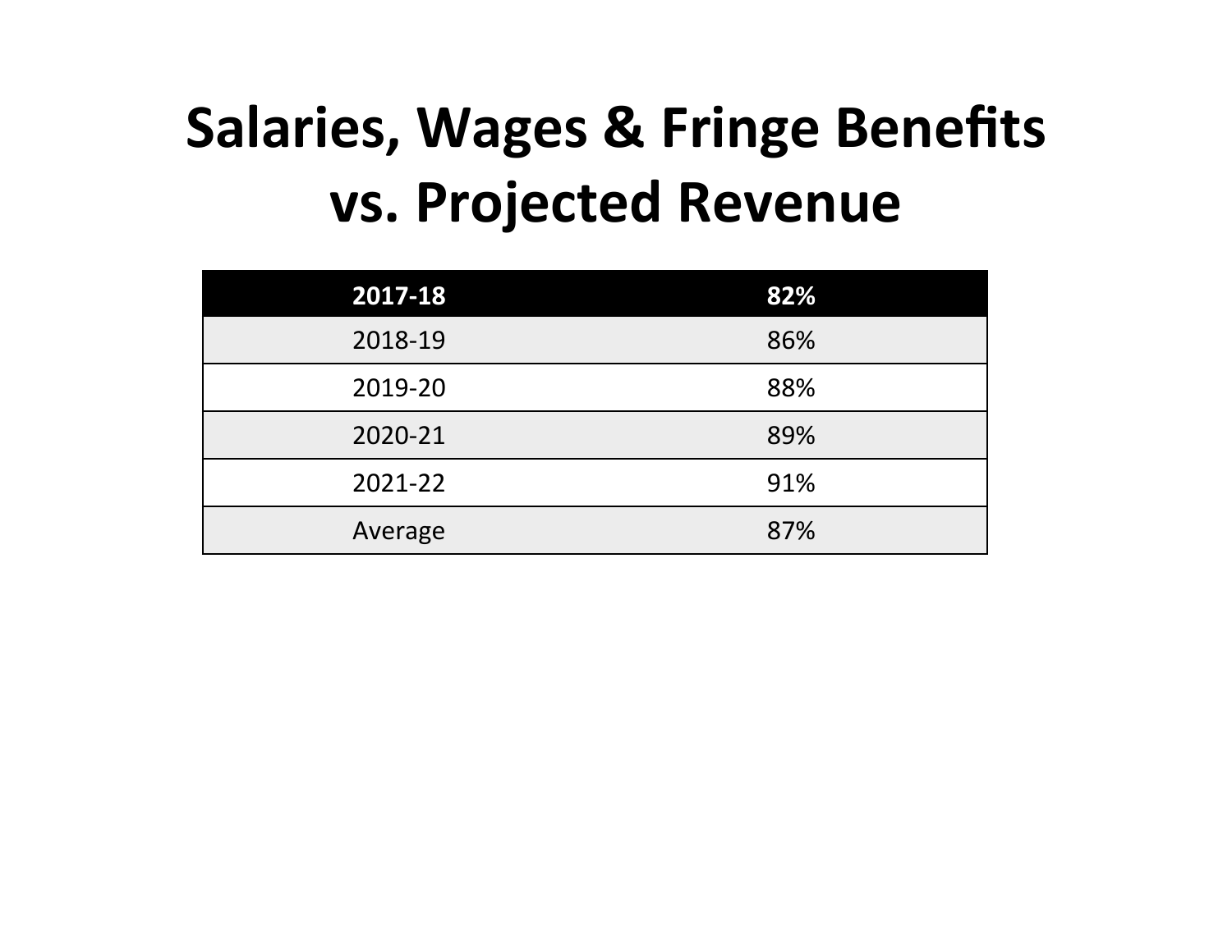# Salaries, Wages & Fringe Benefits vs. Projected Revenue

| 2017-18 | 82% |
| --- | --- |
| 2018-19 | 86% |
| 2019-20 | 88% |
| 2020-21 | 89% |
| 2021-22 | 91% |
| Average | 87% |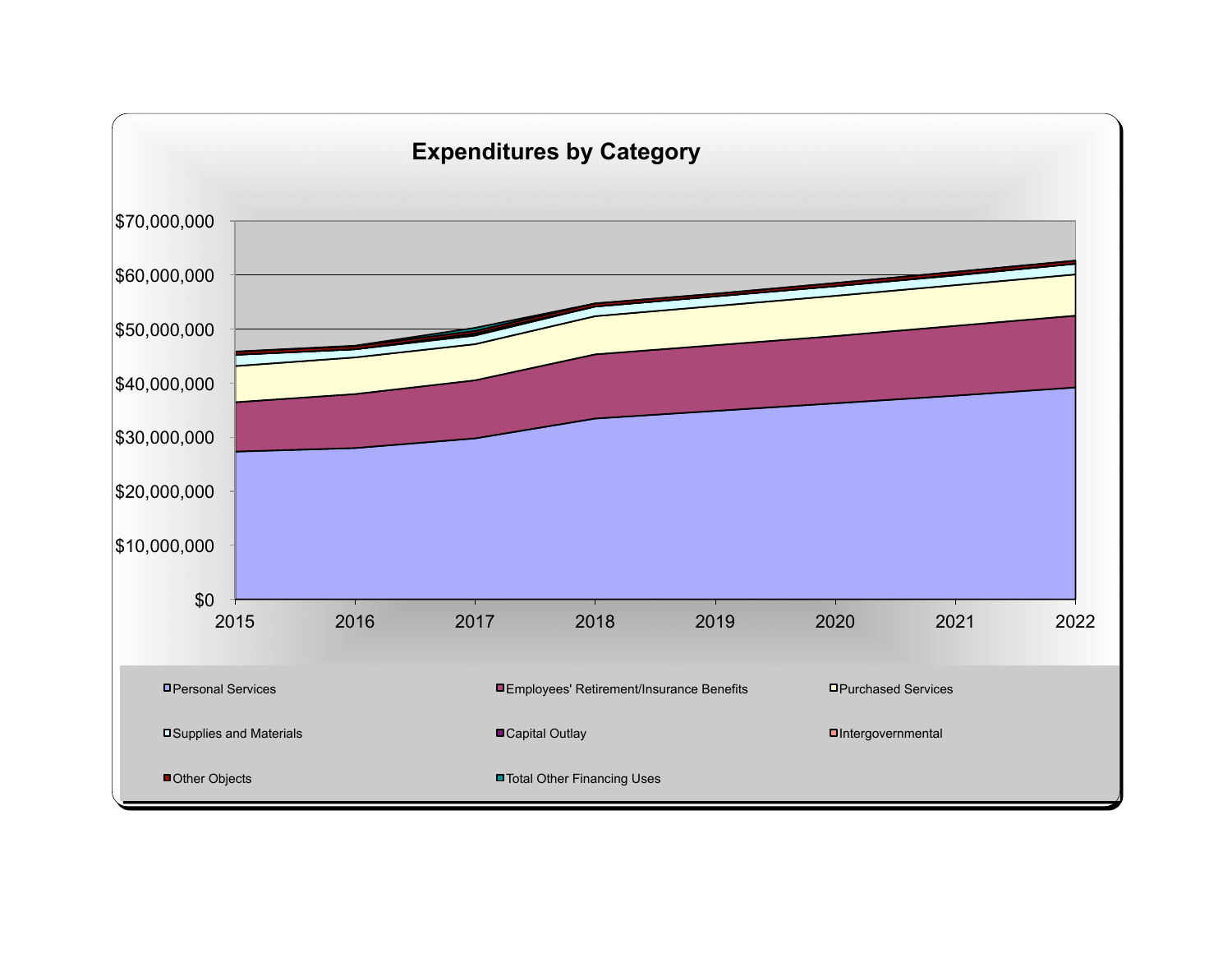## Expenditures by Category

$70,000,000
$60,000,000
$50,000,000
$40,000,000
$30,000,000
$20,000,000
$10,000,000
$0

2015 2016 2017 2018 2019 2020 2021 2022

- Personal Services
- Employees' Retirement/Insurance Benefits
- Purchased Services
- Supplies and Materials
- Capital Outlay
- Intergovernmental
- Other Objects
- Total Other Financing Uses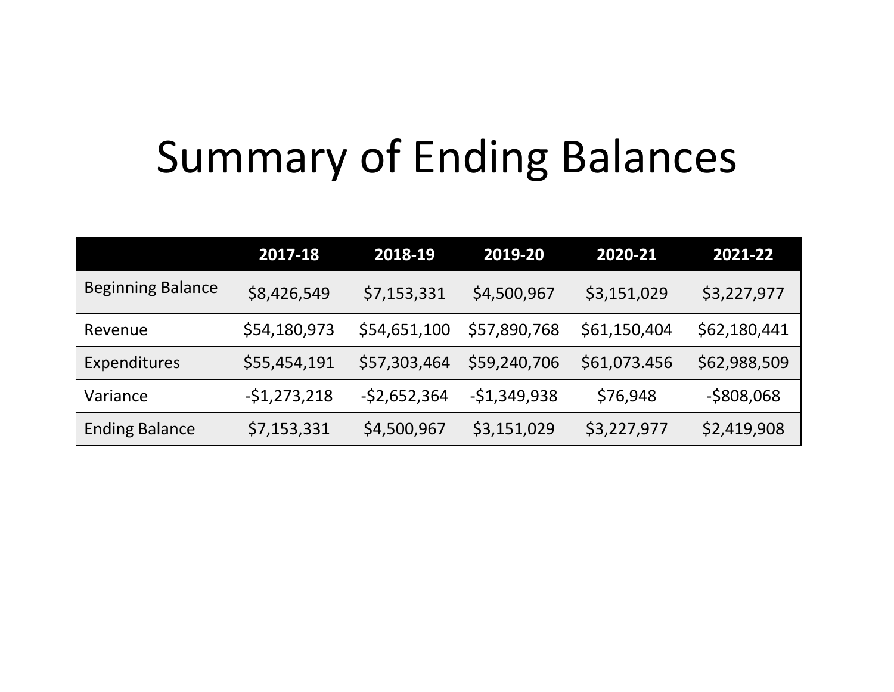# Summary of Ending Balances

| | 2017-18 | 2018-19 | 2019-20 | 2020-21 | 2021-22 |
|---|---|---|---|---|---|
| Beginning Balance | $8,426,549 | $7,153,331 | $4,500,967 | $3,151,029 | $3,227,977 |
| Revenue | $54,180,973 | $54,651,100 | $57,890,768 | $61,150,404 | $62,180,441 |
| Expenditures | $55,454,191 | $57,303,464 | $59,240,706 | $61,073.456 | $62,988,509 |
| Variance | -$1,273,218 | -$2,652,364 | -$1,349,938 | $76,948 | -$808,068 |
| Ending Balance | $7,153,331 | $4,500,967 | $3,151,029 | $3,227,977 | $2,419,908 |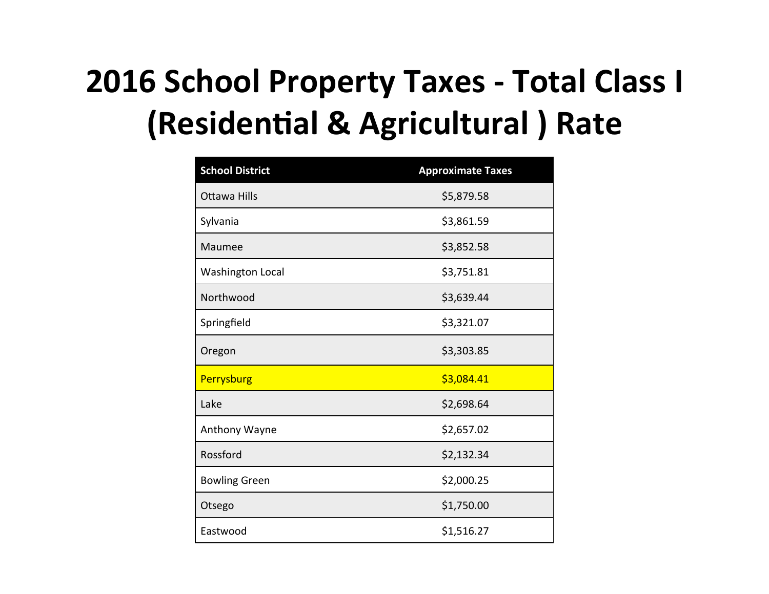# 2016 School Property Taxes - Total Class I (Residential & Agricultural ) Rate

| School District | Approximate Taxes |
|---|---|
| Ottawa Hills | $5,879.58 |
| Sylvania | $3,861.59 |
| Maumee | $3,852.58 |
| Washington Local | $3,751.81 |
| Northwood | $3,639.44 |
| Springfield | $3,321.07 |
| Oregon | $3,303.85 |
| Perrysburg | $3,084.41 |
| Lake | $2,698.64 |
| Anthony Wayne | $2,657.02 |
| Rossford | $2,132.34 |
| Bowling Green | $2,000.25 |
| Otsego | $1,750.00 |
| Eastwood | $1,516.27 |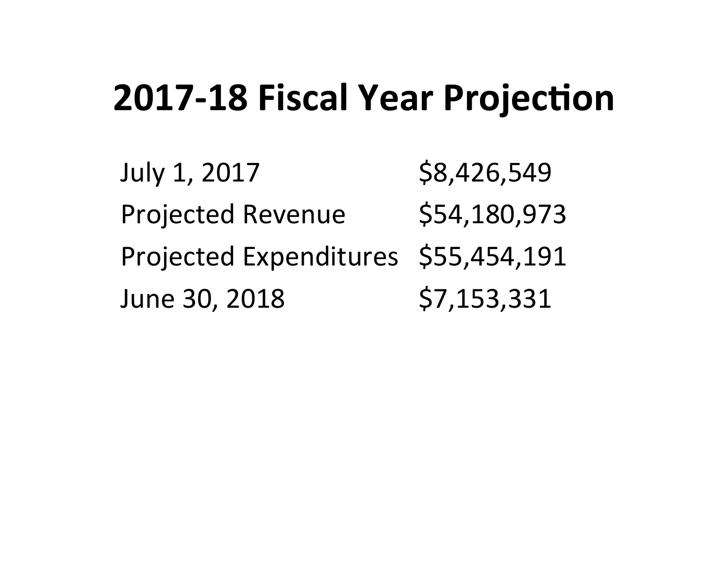# 2017-18 Fiscal Year Projection

| | |
|---|---|
| July 1, 2017 | $8,426,549 |
| Projected Revenue | $54,180,973 |
| Projected Expenditures | $55,454,191 |
| June 30, 2018 | $7,153,331 |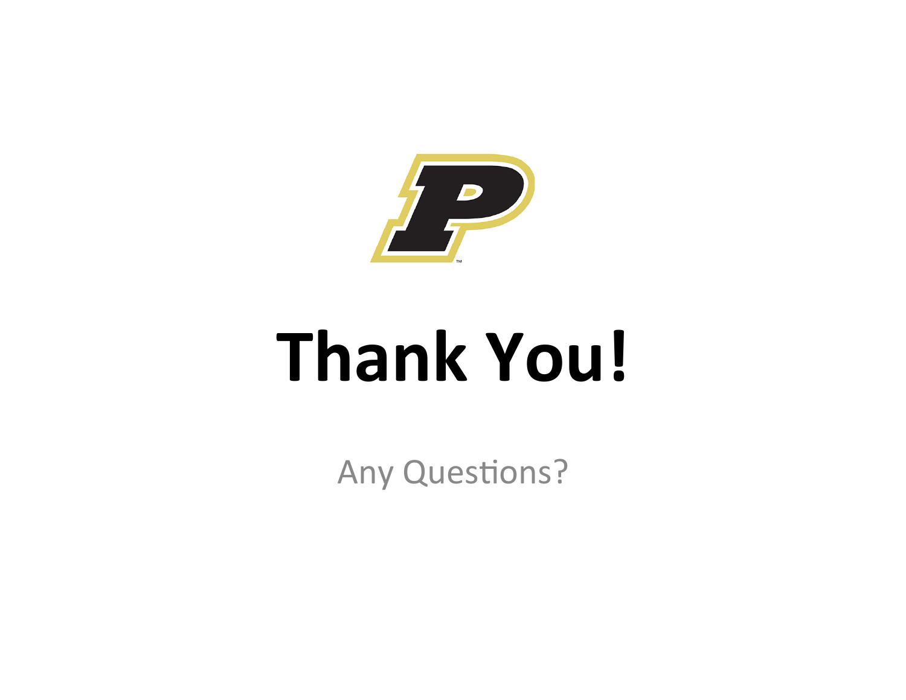# Thank You!

Any Questions?